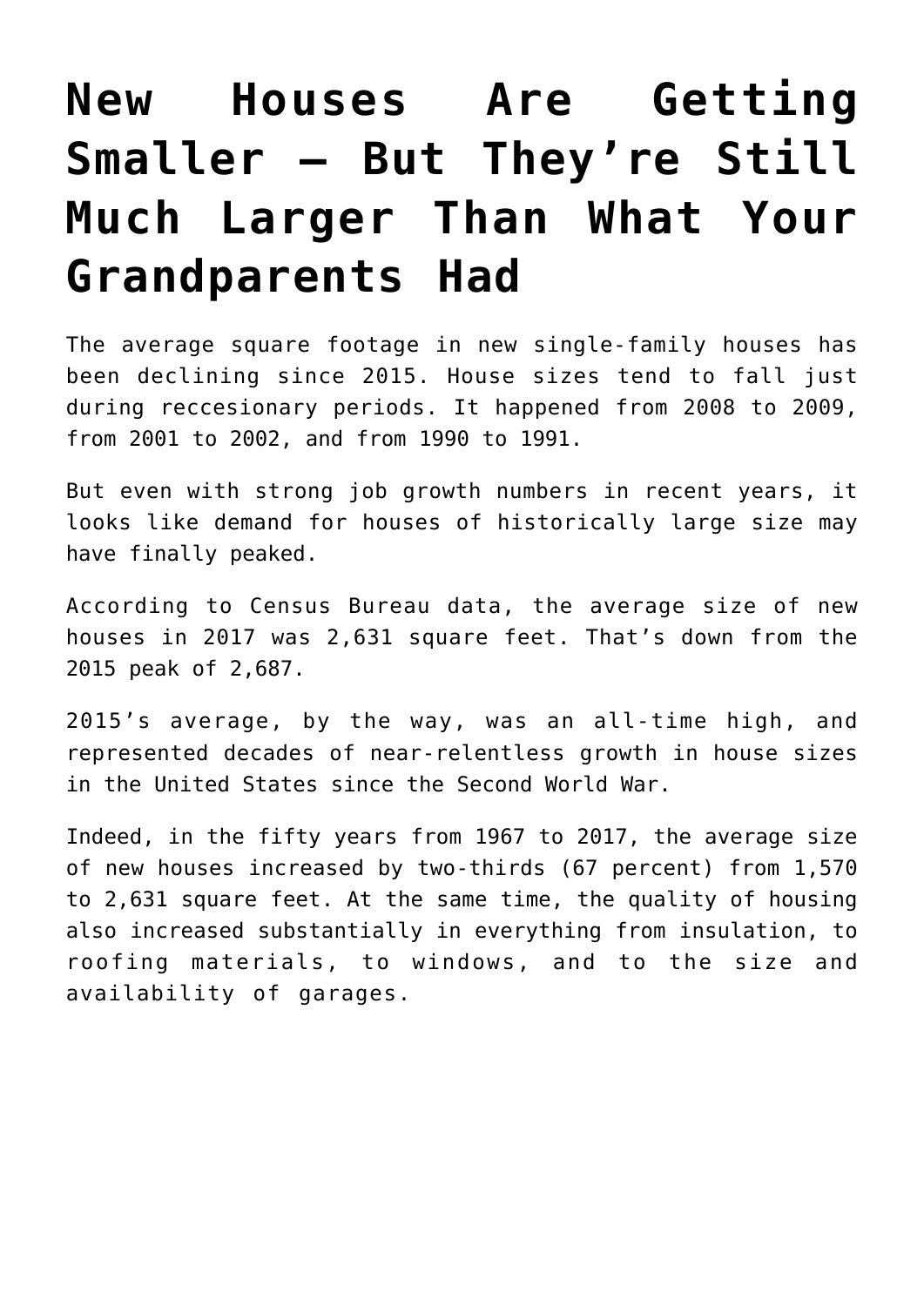# New Houses Are Getting Smaller — But They're Still Much Larger Than What Your Grandparents Had

The average square footage in new single-family houses has been declining since 2015. House sizes tend to fall just during reccesionary periods. It happened from 2008 to 2009, from 2001 to 2002, and from 1990 to 1991.

But even with strong job growth numbers in recent years, it looks like demand for houses of historically large size may have finally peaked.

According to Census Bureau data, the average size of new houses in 2017 was 2,631 square feet. That's down from the 2015 peak of 2,687.

2015's average, by the way, was an all-time high, and represented decades of near-relentless growth in house sizes in the United States since the Second World War.

Indeed, in the fifty years from 1967 to 2017, the average size of new houses increased by two-thirds (67 percent) from 1,570 to 2,631 square feet. At the same time, the quality of housing also increased substantially in everything from insulation, to roofing materials, to windows, and to the size and availability of garages.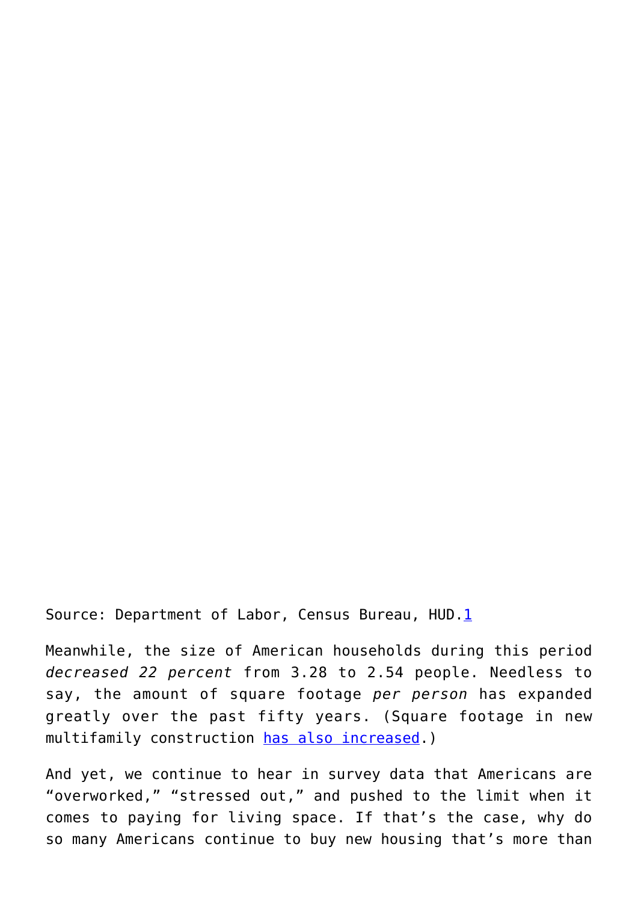Source: Department of Labor, Census Bureau, HUD.[1]

Meanwhile, the size of American households during this period *decreased 22 percent* from 3.28 to 2.54 people. Needless to say, the amount of square footage *per person* has expanded greatly over the past fifty years. (Square footage in new multifamily construction has also increased.)

And yet, we continue to hear in survey data that Americans are “overworked,” “stressed out,” and pushed to the limit when it comes to paying for living space. If that’s the case, why do so many Americans continue to buy new housing that’s more than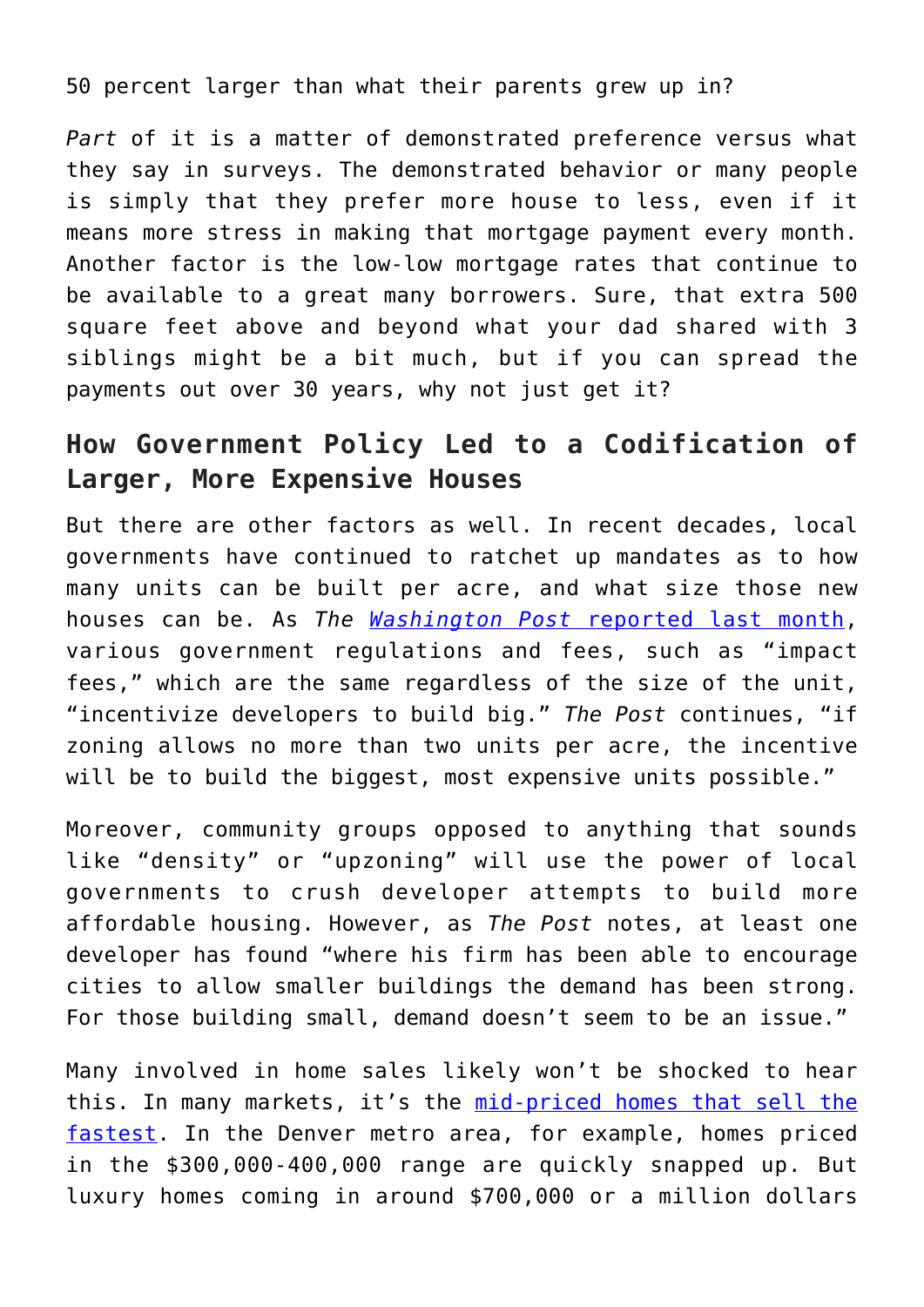50 percent larger than what their parents grew up in?

*Part* of it is a matter of demonstrated preference versus what they say in surveys. The demonstrated behavior or many people is simply that they prefer more house to less, even if it means more stress in making that mortgage payment every month. Another factor is the low-low mortgage rates that continue to be available to a great many borrowers. Sure, that extra 500 square feet above and beyond what your dad shared with 3 siblings might be a bit much, but if you can spread the payments out over 30 years, why not just get it?

## How Government Policy Led to a Codification of Larger, More Expensive Houses

But there are other factors as well. In recent decades, local governments have continued to ratchet up mandates as to how many units can be built per acre, and what size those new houses can be. As *The* [*Washington Post* reported last month](), various government regulations and fees, such as "impact fees," which are the same regardless of the size of the unit, "incentivize developers to build big." *The Post* continues, "if zoning allows no more than two units per acre, the incentive will be to build the biggest, most expensive units possible."

Moreover, community groups opposed to anything that sounds like "density" or "upzoning" will use the power of local governments to crush developer attempts to build more affordable housing. However, as *The Post* notes, at least one developer has found "where his firm has been able to encourage cities to allow smaller buildings the demand has been strong. For those building small, demand doesn't seem to be an issue."

Many involved in home sales likely won't be shocked to hear this. In many markets, it's the [mid-priced homes that sell the fastest](). In the Denver metro area, for example, homes priced in the $300,000-400,000 range are quickly snapped up. But luxury homes coming in around $700,000 or a million dollars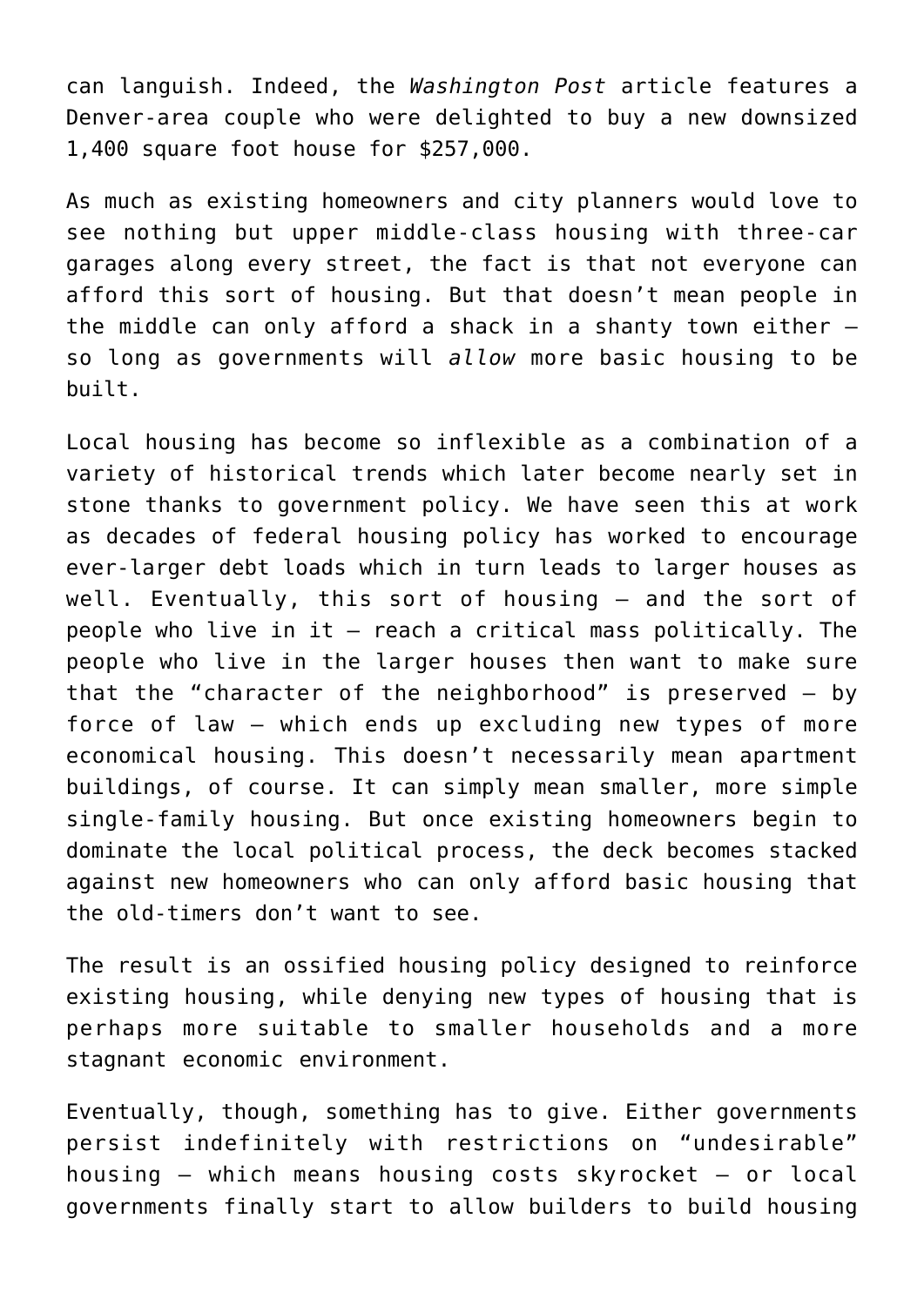can languish. Indeed, the *Washington Post* article features a Denver-area couple who were delighted to buy a new downsized 1,400 square foot house for $257,000.

As much as existing homeowners and city planners would love to see nothing but upper middle-class housing with three-car garages along every street, the fact is that not everyone can afford this sort of housing. But that doesn't mean people in the middle can only afford a shack in a shanty town either — so long as governments will *allow* more basic housing to be built.

Local housing has become so inflexible as a combination of a variety of historical trends which later become nearly set in stone thanks to government policy. We have seen this at work as decades of federal housing policy has worked to encourage ever-larger debt loads which in turn leads to larger houses as well. Eventually, this sort of housing — and the sort of people who live in it — reach a critical mass politically. The people who live in the larger houses then want to make sure that the "character of the neighborhood" is preserved — by force of law — which ends up excluding new types of more economical housing. This doesn't necessarily mean apartment buildings, of course. It can simply mean smaller, more simple single-family housing. But once existing homeowners begin to dominate the local political process, the deck becomes stacked against new homeowners who can only afford basic housing that the old-timers don't want to see.

The result is an ossified housing policy designed to reinforce existing housing, while denying new types of housing that is perhaps more suitable to smaller households and a more stagnant economic environment.

Eventually, though, something has to give. Either governments persist indefinitely with restrictions on "undesirable" housing — which means housing costs skyrocket — or local governments finally start to allow builders to build housing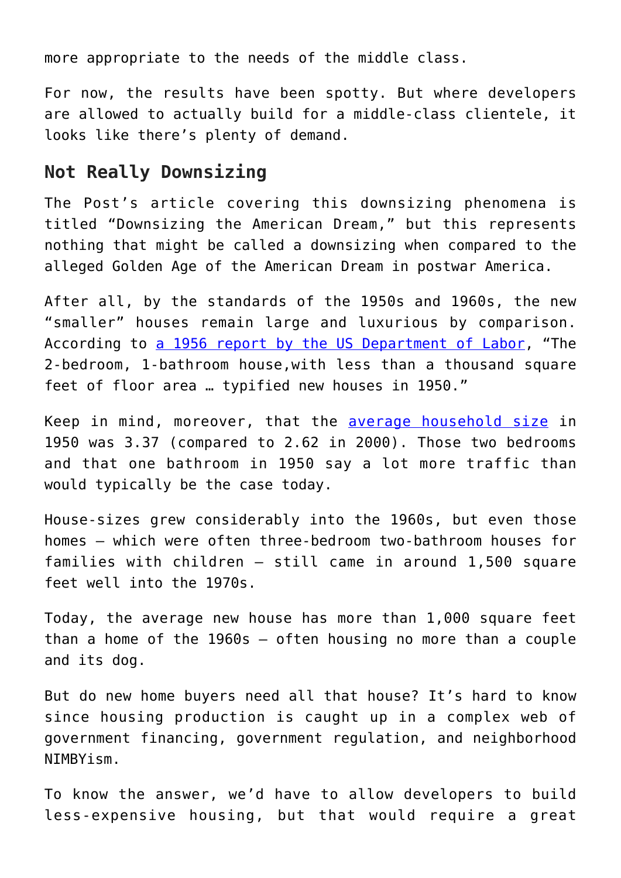more appropriate to the needs of the middle class.

For now, the results have been spotty. But where developers are allowed to actually build for a middle-class clientele, it looks like there's plenty of demand.

## Not Really Downsizing

The Post's article covering this downsizing phenomena is titled "Downsizing the American Dream," but this represents nothing that might be called a downsizing when compared to the alleged Golden Age of the American Dream in postwar America.

After all, by the standards of the 1950s and 1960s, the new "smaller" houses remain large and luxurious by comparison. According to [a 1956 report by the US Department of Labor](), "The 2-bedroom, 1-bathroom house,with less than a thousand square feet of floor area … typified new houses in 1950."

Keep in mind, moreover, that the [average household size]() in 1950 was 3.37 (compared to 2.62 in 2000). Those two bedrooms and that one bathroom in 1950 say a lot more traffic than would typically be the case today.

House-sizes grew considerably into the 1960s, but even those homes — which were often three-bedroom two-bathroom houses for families with children — still came in around 1,500 square feet well into the 1970s.

Today, the average new house has more than 1,000 square feet than a home of the 1960s — often housing no more than a couple and its dog.

But do new home buyers need all that house? It's hard to know since housing production is caught up in a complex web of government financing, government regulation, and neighborhood NIMBYism.

To know the answer, we'd have to allow developers to build less-expensive housing, but that would require a great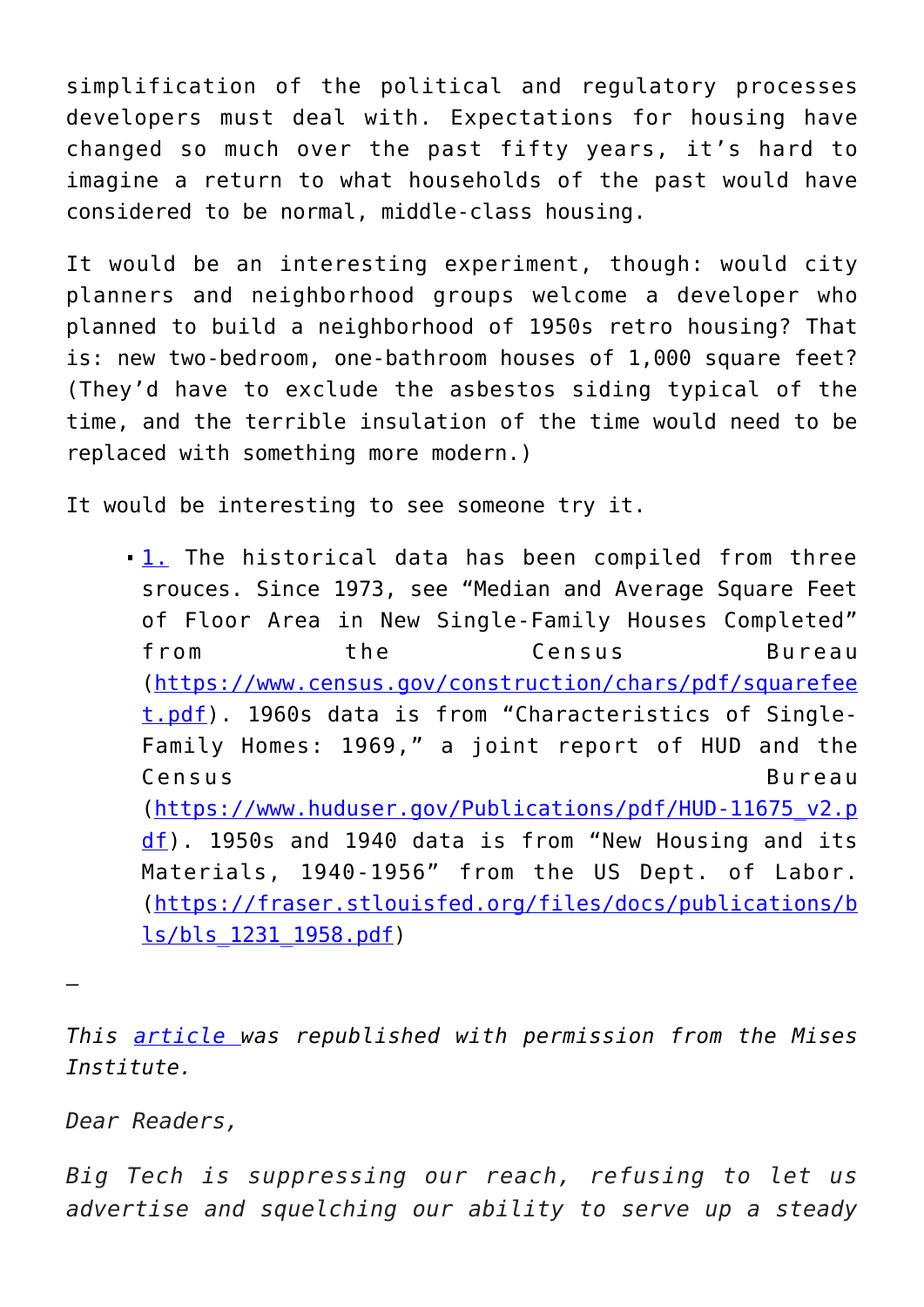simplification of the political and regulatory processes developers must deal with. Expectations for housing have changed so much over the past fifty years, it's hard to imagine a return to what households of the past would have considered to be normal, middle-class housing.

It would be an interesting experiment, though: would city planners and neighborhood groups welcome a developer who planned to build a neighborhood of 1950s retro housing? That is: new two-bedroom, one-bathroom houses of 1,000 square feet? (They'd have to exclude the asbestos siding typical of the time, and the terrible insulation of the time would need to be replaced with something more modern.)

It would be interesting to see someone try it.

- 1. The historical data has been compiled from three srouces. Since 1973, see "Median and Average Square Feet of Floor Area in New Single-Family Houses Completed" from the Census Bureau (https://www.census.gov/construction/chars/pdf/squarefeet.pdf). 1960s data is from "Characteristics of Single-Family Homes: 1969," a joint report of HUD and the Census Bureau (https://www.huduser.gov/Publications/pdf/HUD-11675_v2.pdf). 1950s and 1940 data is from "New Housing and its Materials, 1940-1956" from the US Dept. of Labor. (https://fraser.stlouisfed.org/files/docs/publications/bls/bls_1231_1958.pdf)

—

*This article was republished with permission from the Mises Institute.*

*Dear Readers,*

*Big Tech is suppressing our reach, refusing to let us advertise and squelching our ability to serve up a steady*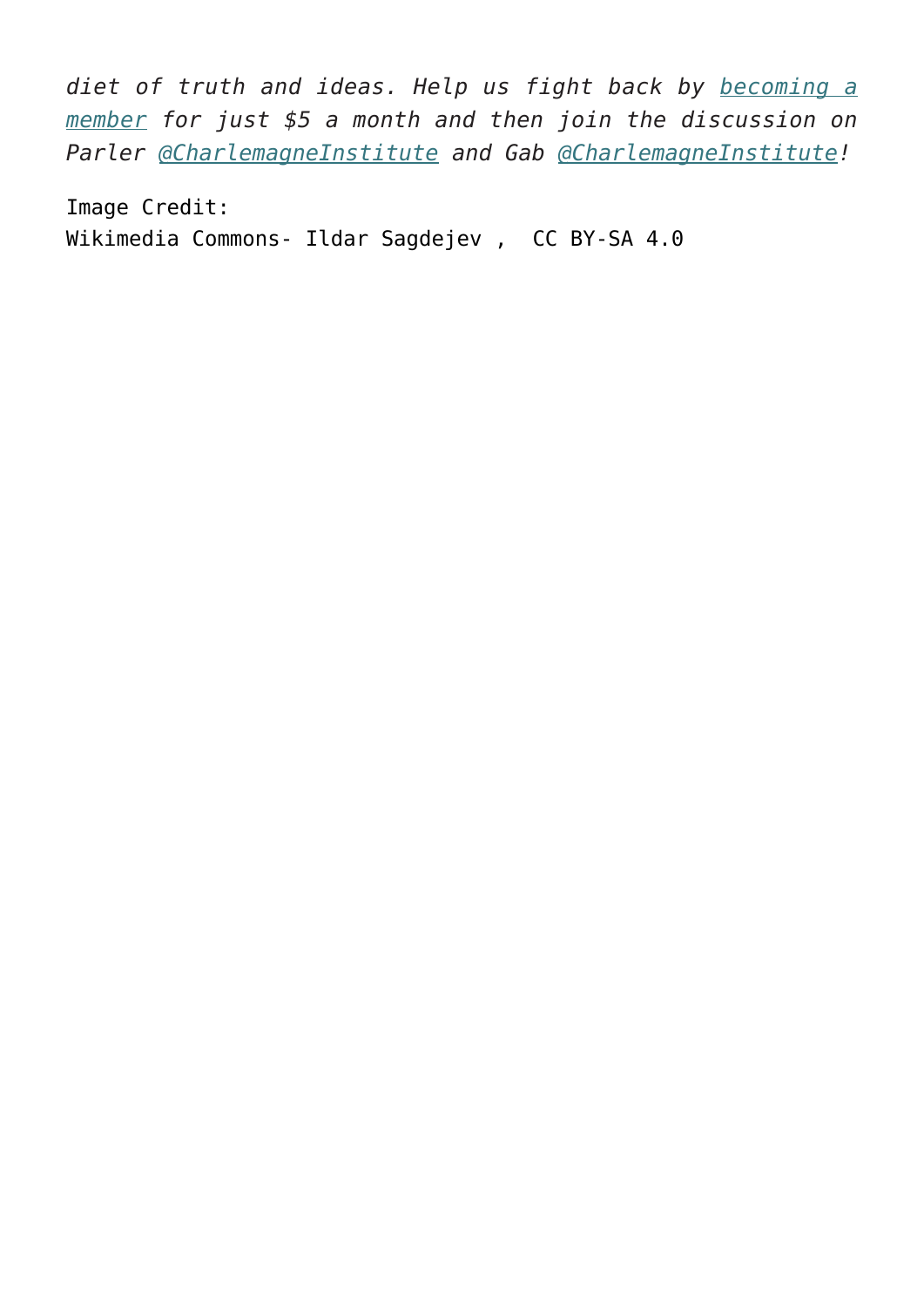*diet of truth and ideas. Help us fight back by becoming a member for just $5 a month and then join the discussion on Parler @CharlemagneInstitute and Gab @CharlemagneInstitute!*

Image Credit:
Wikimedia Commons- Ildar Sagdejev , CC BY-SA 4.0